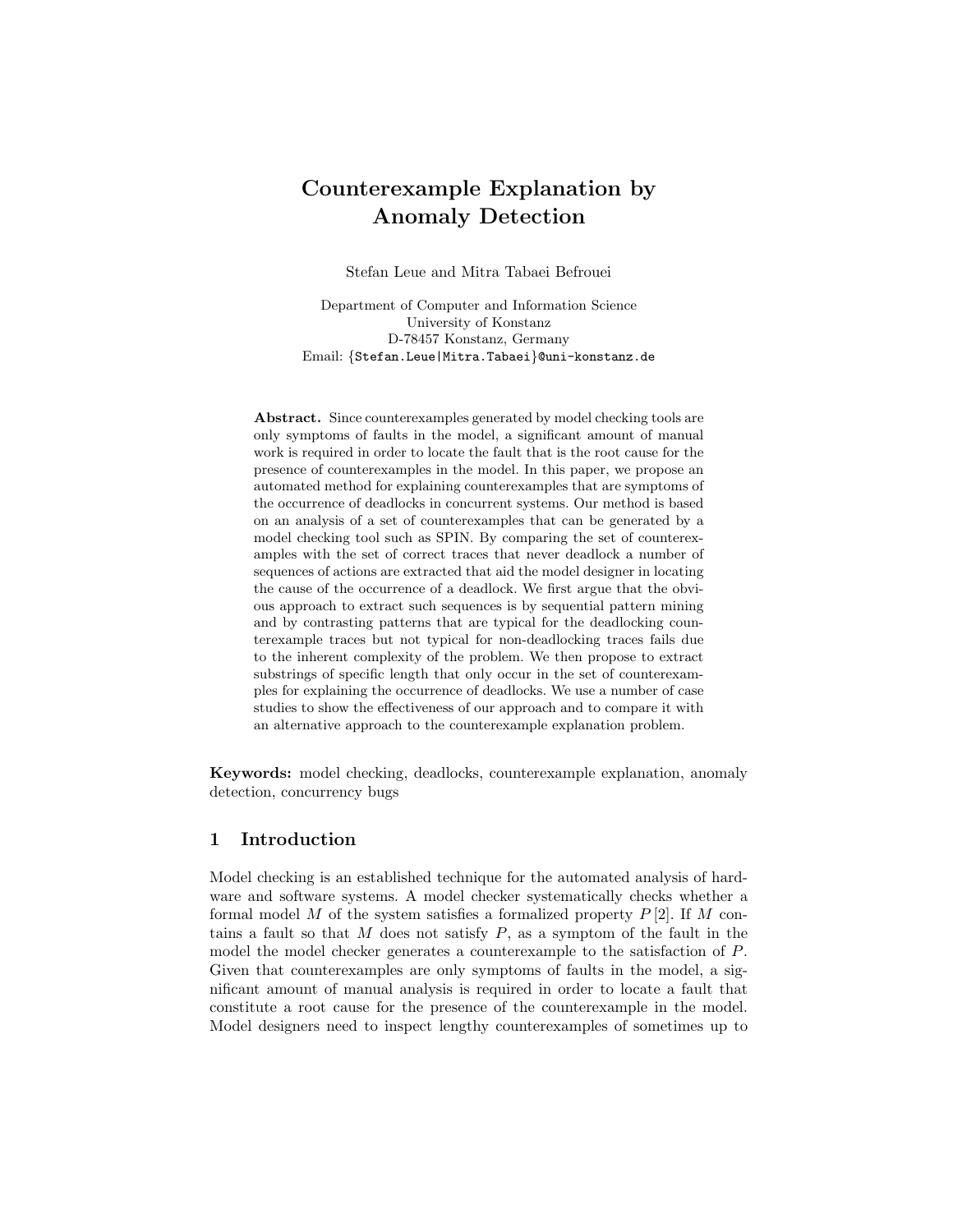# Counterexample Explanation by Anomaly Detection

Stefan Leue and Mitra Tabaei Befrouei

Department of Computer and Information Science
University of Konstanz
D-78457 Konstanz, Germany
Email: {Stefan.Leue|Mitra.Tabaei}@uni-konstanz.de

**Abstract.** Since counterexamples generated by model checking tools are only symptoms of faults in the model, a significant amount of manual work is required in order to locate the fault that is the root cause for the presence of counterexamples in the model. In this paper, we propose an automated method for explaining counterexamples that are symptoms of the occurrence of deadlocks in concurrent systems. Our method is based on an analysis of a set of counterexamples that can be generated by a model checking tool such as SPIN. By comparing the set of counterexamples with the set of correct traces that never deadlock a number of sequences of actions are extracted that aid the model designer in locating the cause of the occurrence of a deadlock. We first argue that the obvious approach to extract such sequences is by sequential pattern mining and by contrasting patterns that are typical for the deadlocking counterexample traces but not typical for non-deadlocking traces fails due to the inherent complexity of the problem. We then propose to extract substrings of specific length that only occur in the set of counterexamples for explaining the occurrence of deadlocks. We use a number of case studies to show the effectiveness of our approach and to compare it with an alternative approach to the counterexample explanation problem.

**Keywords:** model checking, deadlocks, counterexample explanation, anomaly detection, concurrency bugs

## 1 Introduction

Model checking is an established technique for the automated analysis of hardware and software systems. A model checker systematically checks whether a formal model $M$ of the system satisfies a formalized property $P$ [2]. If $M$ contains a fault so that $M$ does not satisfy $P$, as a symptom of the fault in the model the model checker generates a counterexample to the satisfaction of $P$. Given that counterexamples are only symptoms of faults in the model, a significant amount of manual analysis is required in order to locate a fault that constitute a root cause for the presence of the counterexample in the model. Model designers need to inspect lengthy counterexamples of sometimes up to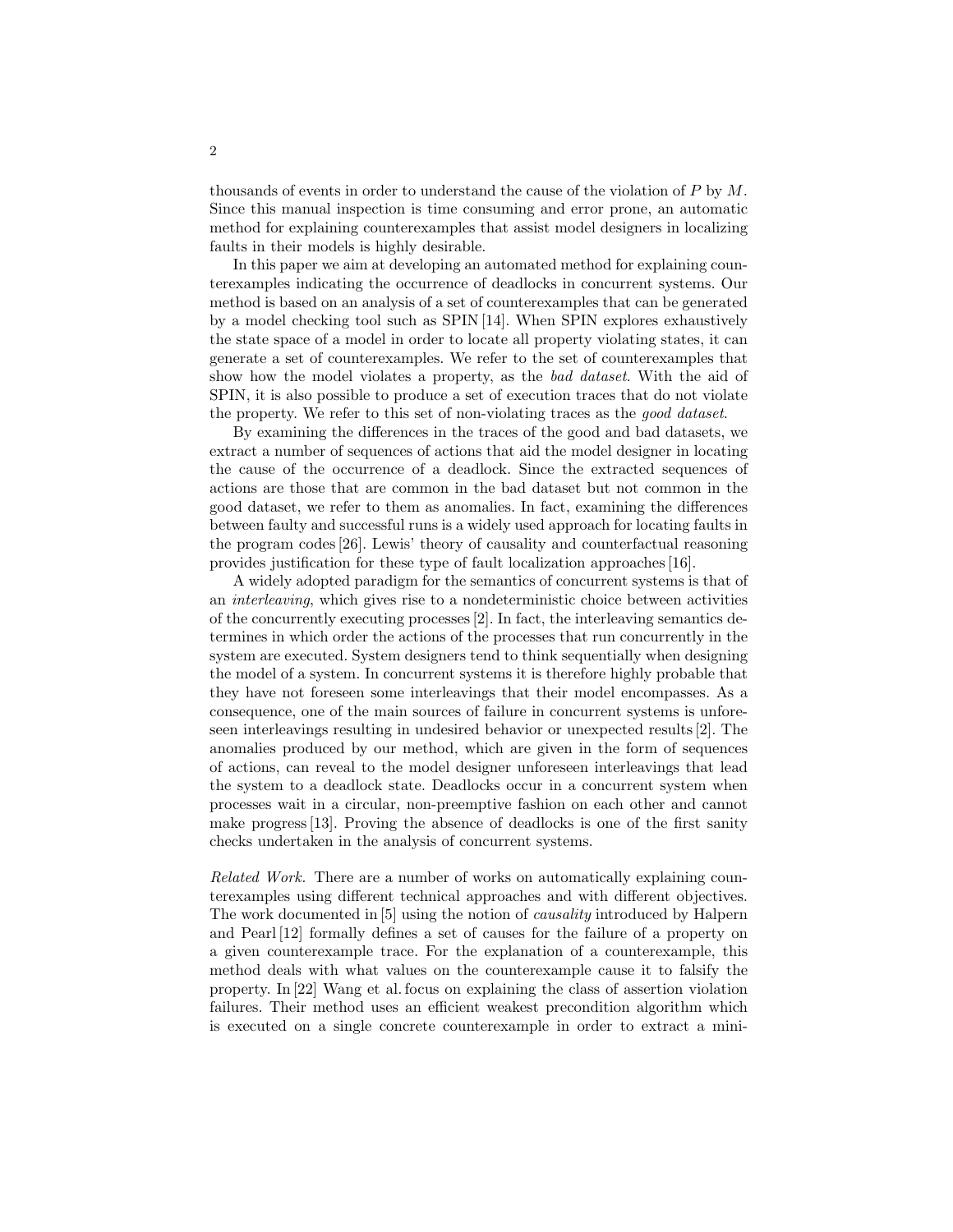thousands of events in order to understand the cause of the violation of $P$ by $M$. Since this manual inspection is time consuming and error prone, an automatic method for explaining counterexamples that assist model designers in localizing faults in their models is highly desirable.

In this paper we aim at developing an automated method for explaining counterexamples indicating the occurrence of deadlocks in concurrent systems. Our method is based on an analysis of a set of counterexamples that can be generated by a model checking tool such as SPIN [14]. When SPIN explores exhaustively the state space of a model in order to locate all property violating states, it can generate a set of counterexamples. We refer to the set of counterexamples that show how the model violates a property, as the *bad dataset*. With the aid of SPIN, it is also possible to produce a set of execution traces that do not violate the property. We refer to this set of non-violating traces as the *good dataset*.

By examining the differences in the traces of the good and bad datasets, we extract a number of sequences of actions that aid the model designer in locating the cause of the occurrence of a deadlock. Since the extracted sequences of actions are those that are common in the bad dataset but not common in the good dataset, we refer to them as anomalies. In fact, examining the differences between faulty and successful runs is a widely used approach for locating faults in the program codes [26]. Lewis' theory of causality and counterfactual reasoning provides justification for these type of fault localization approaches [16].

A widely adopted paradigm for the semantics of concurrent systems is that of an *interleaving*, which gives rise to a nondeterministic choice between activities of the concurrently executing processes [2]. In fact, the interleaving semantics determines in which order the actions of the processes that run concurrently in the system are executed. System designers tend to think sequentially when designing the model of a system. In concurrent systems it is therefore highly probable that they have not foreseen some interleavings that their model encompasses. As a consequence, one of the main sources of failure in concurrent systems is unforeseen interleavings resulting in undesired behavior or unexpected results [2]. The anomalies produced by our method, which are given in the form of sequences of actions, can reveal to the model designer unforeseen interleavings that lead the system to a deadlock state. Deadlocks occur in a concurrent system when processes wait in a circular, non-preemptive fashion on each other and cannot make progress [13]. Proving the absence of deadlocks is one of the first sanity checks undertaken in the analysis of concurrent systems.

*Related Work.* There are a number of works on automatically explaining counterexamples using different technical approaches and with different objectives. The work documented in [5] using the notion of *causality* introduced by Halpern and Pearl [12] formally defines a set of causes for the failure of a property on a given counterexample trace. For the explanation of a counterexample, this method deals with what values on the counterexample cause it to falsify the property. In [22] Wang et al. focus on explaining the class of assertion violation failures. Their method uses an efficient weakest precondition algorithm which is executed on a single concrete counterexample in order to extract a mini-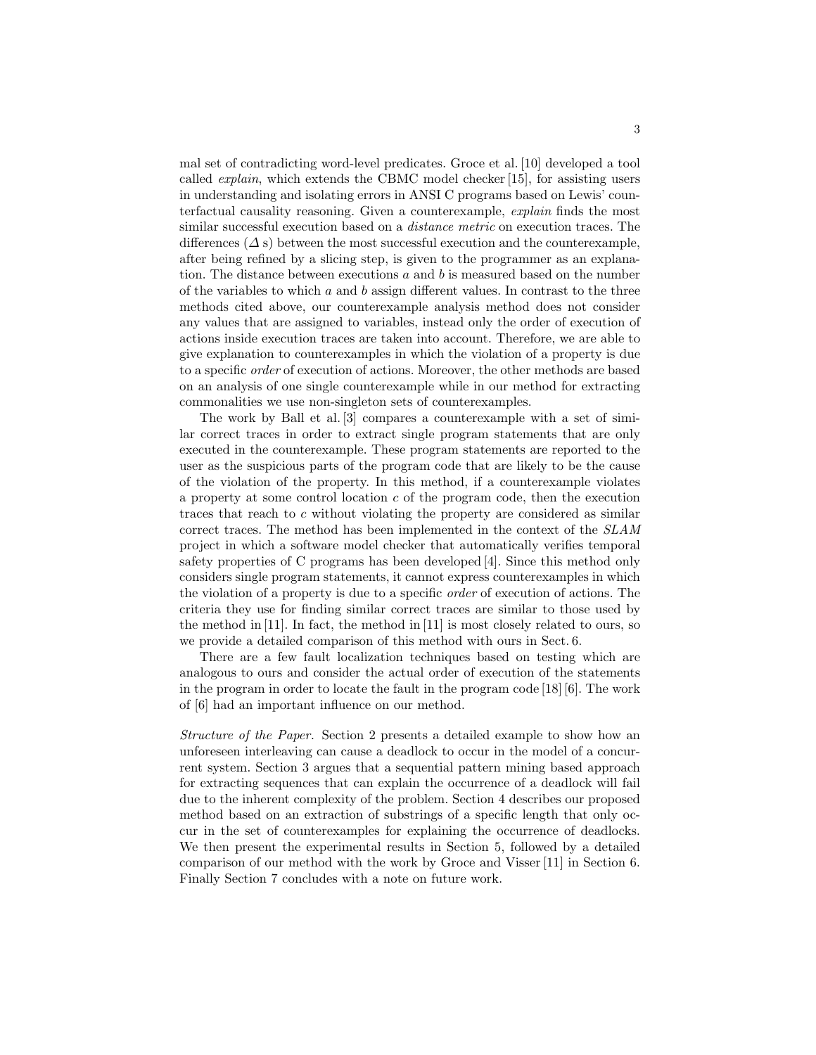mal set of contradicting word-level predicates. Groce et al. [10] developed a tool called *explain*, which extends the CBMC model checker [15], for assisting users in understanding and isolating errors in ANSI C programs based on Lewis' counterfactual causality reasoning. Given a counterexample, *explain* finds the most similar successful execution based on a *distance metric* on execution traces. The differences ($\Delta$ s) between the most successful execution and the counterexample, after being refined by a slicing step, is given to the programmer as an explanation. The distance between executions $a$ and $b$ is measured based on the number of the variables to which $a$ and $b$ assign different values. In contrast to the three methods cited above, our counterexample analysis method does not consider any values that are assigned to variables, instead only the order of execution of actions inside execution traces are taken into account. Therefore, we are able to give explanation to counterexamples in which the violation of a property is due to a specific *order* of execution of actions. Moreover, the other methods are based on an analysis of one single counterexample while in our method for extracting commonalities we use non-singleton sets of counterexamples.

The work by Ball et al. [3] compares a counterexample with a set of similar correct traces in order to extract single program statements that are only executed in the counterexample. These program statements are reported to the user as the suspicious parts of the program code that are likely to be the cause of the violation of the property. In this method, if a counterexample violates a property at some control location $c$ of the program code, then the execution traces that reach to $c$ without violating the property are considered as similar correct traces. The method has been implemented in the context of the *SLAM* project in which a software model checker that automatically verifies temporal safety properties of C programs has been developed [4]. Since this method only considers single program statements, it cannot express counterexamples in which the violation of a property is due to a specific *order* of execution of actions. The criteria they use for finding similar correct traces are similar to those used by the method in [11]. In fact, the method in [11] is most closely related to ours, so we provide a detailed comparison of this method with ours in Sect. 6.

There are a few fault localization techniques based on testing which are analogous to ours and consider the actual order of execution of the statements in the program in order to locate the fault in the program code [18] [6]. The work of [6] had an important influence on our method.

*Structure of the Paper.* Section 2 presents a detailed example to show how an unforeseen interleaving can cause a deadlock to occur in the model of a concurrent system. Section 3 argues that a sequential pattern mining based approach for extracting sequences that can explain the occurrence of a deadlock will fail due to the inherent complexity of the problem. Section 4 describes our proposed method based on an extraction of substrings of a specific length that only occur in the set of counterexamples for explaining the occurrence of deadlocks. We then present the experimental results in Section 5, followed by a detailed comparison of our method with the work by Groce and Visser [11] in Section 6. Finally Section 7 concludes with a note on future work.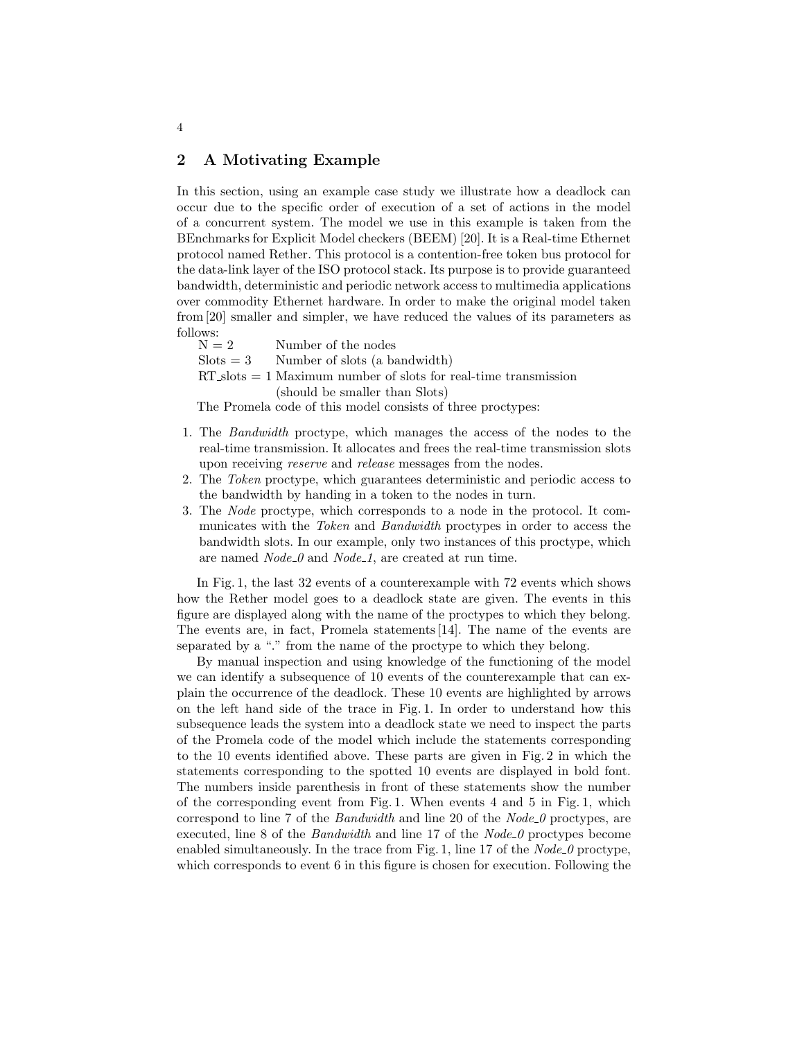## 2 A Motivating Example

In this section, using an example case study we illustrate how a deadlock can occur due to the specific order of execution of a set of actions in the model of a concurrent system. The model we use in this example is taken from the BEnchmarks for Explicit Model checkers (BEEM) [20]. It is a Real-time Ethernet protocol named Rether. This protocol is a contention-free token bus protocol for the data-link layer of the ISO protocol stack. Its purpose is to provide guaranteed bandwidth, deterministic and periodic network access to multimedia applications over commodity Ethernet hardware. In order to make the original model taken from [20] smaller and simpler, we have reduced the values of its parameters as follows:

N = 2 Number of the nodes
Slots = 3 Number of slots (a bandwidth)
RT_slots = 1 Maximum number of slots for real-time transmission (should be smaller than Slots)

The Promela code of this model consists of three proctypes:

1. The *Bandwidth* proctype, which manages the access of the nodes to the real-time transmission. It allocates and frees the real-time transmission slots upon receiving *reserve* and *release* messages from the nodes.
2. The *Token* proctype, which guarantees deterministic and periodic access to the bandwidth by handing in a token to the nodes in turn.
3. The *Node* proctype, which corresponds to a node in the protocol. It communicates with the *Token* and *Bandwidth* proctypes in order to access the bandwidth slots. In our example, only two instances of this proctype, which are named *Node_0* and *Node_1*, are created at run time.

In Fig. 1, the last 32 events of a counterexample with 72 events which shows how the Rether model goes to a deadlock state are given. The events in this figure are displayed along with the name of the proctypes to which they belong. The events are, in fact, Promela statements [14]. The name of the events are separated by a "." from the name of the proctype to which they belong.

By manual inspection and using knowledge of the functioning of the model we can identify a subsequence of 10 events of the counterexample that can explain the occurrence of the deadlock. These 10 events are highlighted by arrows on the left hand side of the trace in Fig. 1. In order to understand how this subsequence leads the system into a deadlock state we need to inspect the parts of the Promela code of the model which include the statements corresponding to the 10 events identified above. These parts are given in Fig. 2 in which the statements corresponding to the spotted 10 events are displayed in bold font. The numbers inside parenthesis in front of these statements show the number of the corresponding event from Fig. 1. When events 4 and 5 in Fig. 1, which correspond to line 7 of the *Bandwidth* and line 20 of the *Node_0* proctypes, are executed, line 8 of the *Bandwidth* and line 17 of the *Node_0* proctypes become enabled simultaneously. In the trace from Fig. 1, line 17 of the *Node_0* proctype, which corresponds to event 6 in this figure is chosen for execution. Following the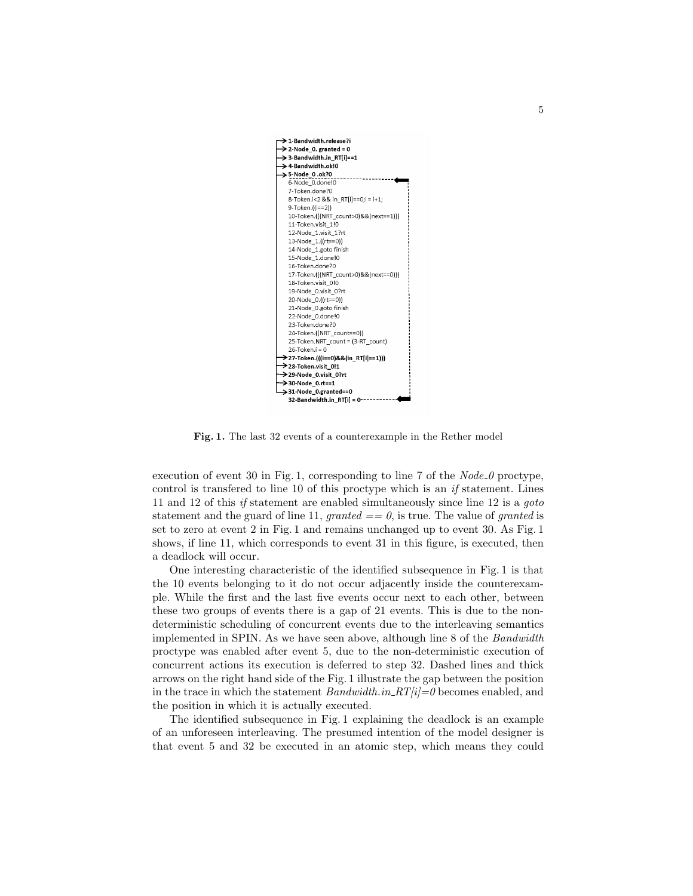```
1-Bandwidth.release?i
2-Node_0. granted = 0
3-Bandwidth.in_RT[i]==1
4-Bandwidth.ok!0
5-Node_0 .ok?0
6-Node_0.done!0
7-Token.done?0
8-Token.i<2 && in_RT[i]==0;i = i+1;
9-Token.((i==2))
10-Token.(((NRT_count>0)&&(next==1)))
11-Token.visit_1!0
12-Node_1.visit_1?rt
13-Node_1.((rt==0))
14-Node_1.goto finish
15-Node_1.done!0
16-Token.done?0
17-Token.(((NRT_count>0)&&(next==0)))
18-Token.visit_0!0
19-Node_0.visit_0?rt
20-Node_0.((rt==0))
21-Node_0.goto finish
22-Node_0.done!0
23-Token.done?0
24-Token.((NRT_count==0))
25-Token.NRT_count = (3-RT_count)
26-Token.i = 0
27-Token.(((i==0)&&(in_RT[i]==1)))
28-Token.visit_0!1
29-Node_0.visit_0?rt
30-Node_0.rt==1
31-Node_0.granted==0
32-Bandwidth.in_RT[i] = 0
```

**Fig. 1.** The last 32 events of a counterexample in the Rether model

execution of event 30 in Fig. 1, corresponding to line 7 of the *Node_0* proctype, control is transfered to line 10 of this proctype which is an *if* statement. Lines 11 and 12 of this *if* statement are enabled simultaneously since line 12 is a *goto* statement and the guard of line 11, $granted == 0$, is true. The value of *granted* is set to zero at event 2 in Fig. 1 and remains unchanged up to event 30. As Fig. 1 shows, if line 11, which corresponds to event 31 in this figure, is executed, then a deadlock will occur.

One interesting characteristic of the identified subsequence in Fig. 1 is that the 10 events belonging to it do not occur adjacently inside the counterexample. While the first and the last five events occur next to each other, between these two groups of events there is a gap of 21 events. This is due to the non-deterministic scheduling of concurrent events due to the interleaving semantics implemented in SPIN. As we have seen above, although line 8 of the *Bandwidth* proctype was enabled after event 5, due to the non-deterministic execution of concurrent actions its execution is deferred to step 32. Dashed lines and thick arrows on the right hand side of the Fig. 1 illustrate the gap between the position in the trace in which the statement *Bandwidth.in_RT[i]=0* becomes enabled, and the position in which it is actually executed.

The identified subsequence in Fig. 1 explaining the deadlock is an example of an unforeseen interleaving. The presumed intention of the model designer is that event 5 and 32 be executed in an atomic step, which means they could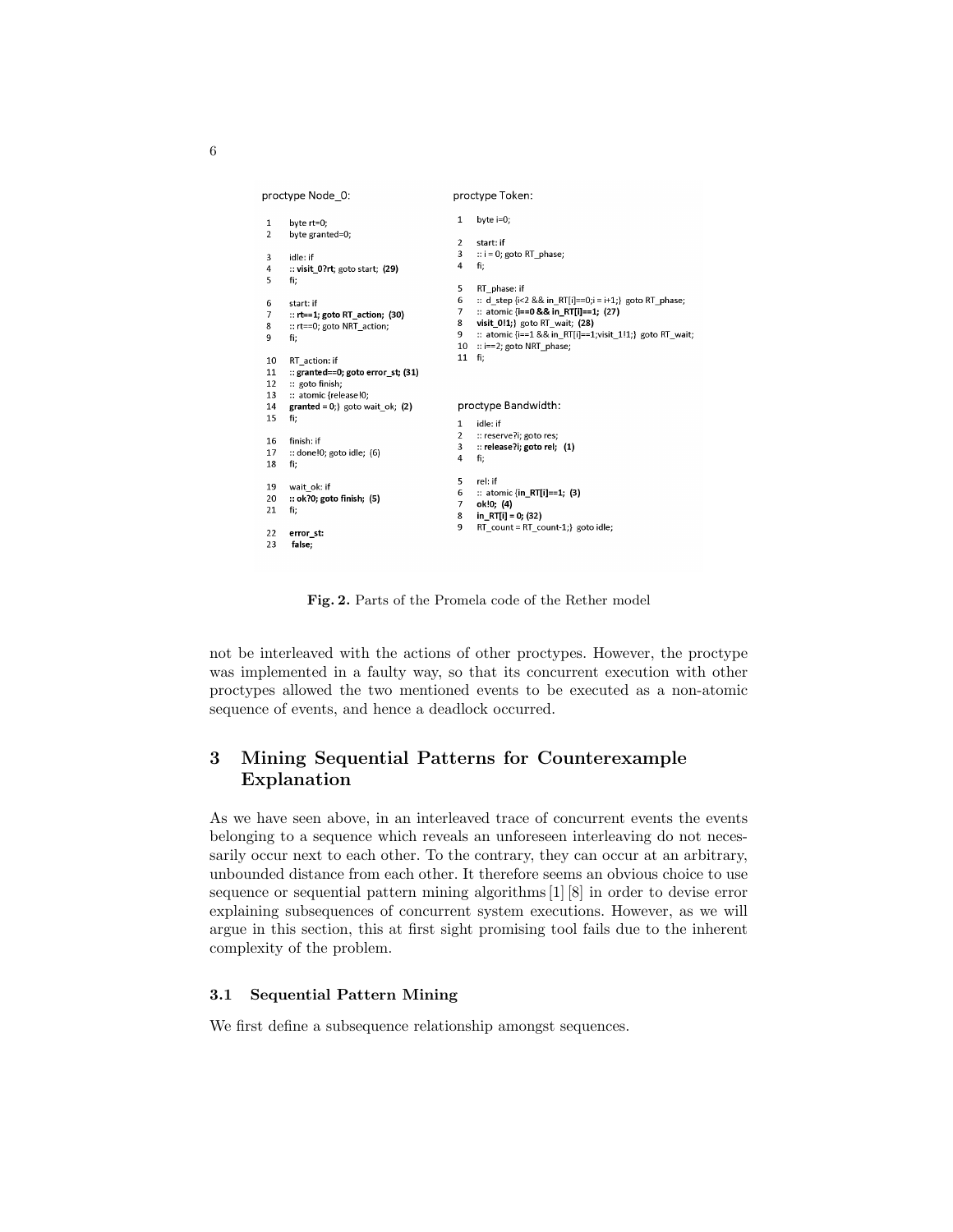```
proctype Node_0:

1   byte rt=0;
2   byte granted=0;

3   idle: if
4   :: visit_0?rt; goto start;  (29)
5   fi;

6   start: if
7   :: rt==1; goto RT_action;  (30)
8   :: rt==0; goto NRT_action;
9   fi;

10  RT_action: if
11  :: granted==0; goto error_st; (31)
12  ::  goto finish;
13  ::  atomic {release!0;
14  granted = 0;} goto wait_ok;  (2)
15  fi;

16  finish: if
17  :: done!0; goto idle;  (6)
18  fi;

19  wait_ok: if
20  :: ok?0; goto finish;  (5)
21  fi;

22  error_st:
23   false;
```

```
proctype Token:

1   byte i=0;

2   start: if
3   :: i = 0; goto RT_phase;
4   fi;

5   RT_phase: if
6   ::  d_step {i<2 && in_RT[i]==0;i = i+1;}  goto RT_phase;
7   ::  atomic {i==0 && in_RT[i]==1;  (27)
8   visit_0!1;} goto RT_wait;  (28)
9   ::  atomic {i==1 && in_RT[i]==1;visit_1!1;}  goto RT_wait;
10  :: i==2; goto NRT_phase;
11  fi;
```

```
proctype Bandwidth:

1   idle: if
2   :: reserve?i; goto res;
3   :: release?i; goto rel;  (1)
4   fi;

5   rel: if
6   ::  atomic {in_RT[i]==1;  (3)
7   ok!0;  (4)
8   in_RT[i] = 0; (32)
9   RT_count = RT_count-1;}  goto idle;
```

**Fig. 2.** Parts of the Promela code of the Rether model

not be interleaved with the actions of other proctypes. However, the proctype was implemented in a faulty way, so that its concurrent execution with other proctypes allowed the two mentioned events to be executed as a non-atomic sequence of events, and hence a deadlock occurred.

## 3 Mining Sequential Patterns for Counterexample Explanation

As we have seen above, in an interleaved trace of concurrent events the events belonging to a sequence which reveals an unforeseen interleaving do not necessarily occur next to each other. To the contrary, they can occur at an arbitrary, unbounded distance from each other. It therefore seems an obvious choice to use sequence or sequential pattern mining algorithms [1] [8] in order to devise error explaining subsequences of concurrent system executions. However, as we will argue in this section, this at first sight promising tool fails due to the inherent complexity of the problem.

### 3.1 Sequential Pattern Mining

We first define a subsequence relationship amongst sequences.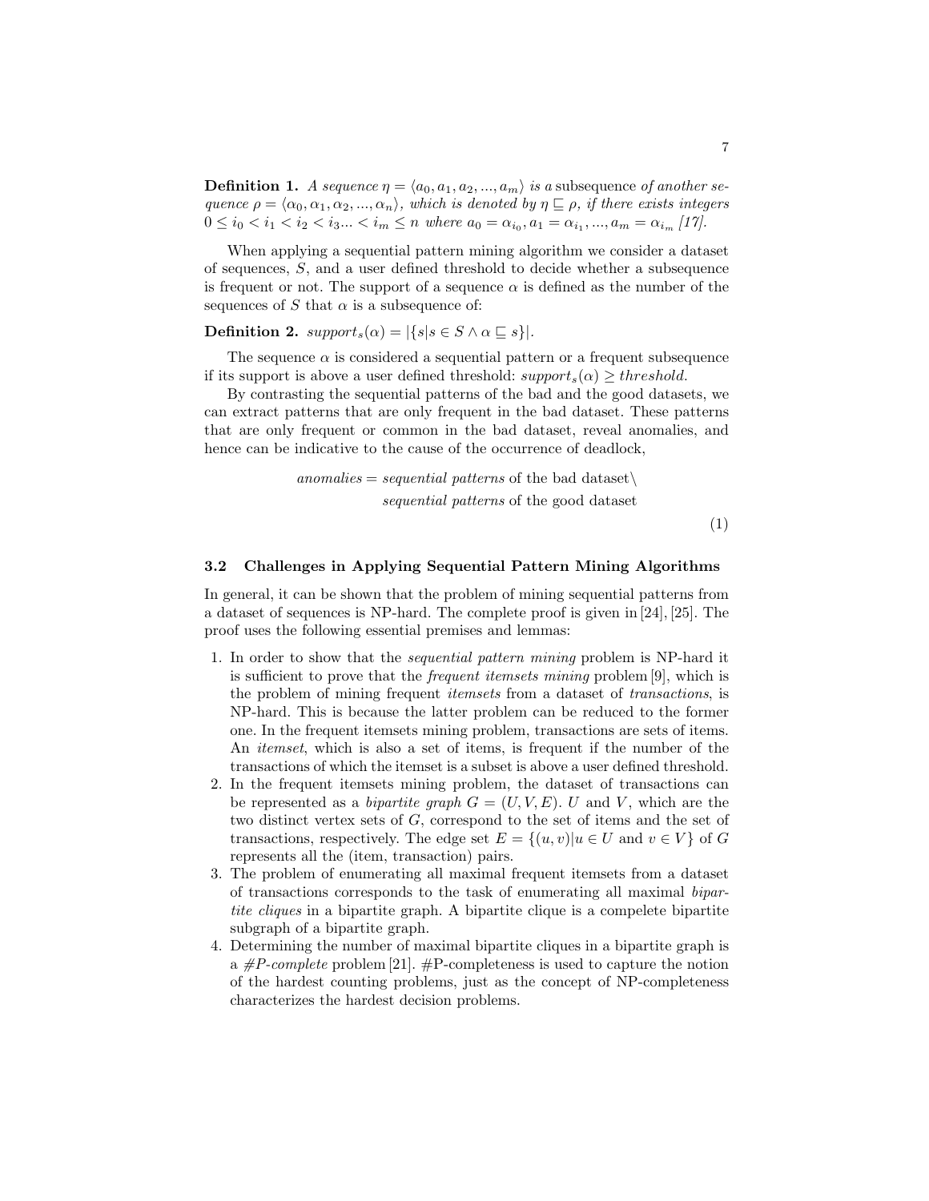**Definition 1.** *A sequence $\eta = \langle a_0, a_1, a_2, ..., a_m \rangle$ is a* subsequence *of another sequence $\rho = \langle \alpha_0, \alpha_1, \alpha_2, ..., \alpha_n \rangle$, which is denoted by $\eta \sqsubseteq \rho$, if there exists integers $0 \leq i_0 < i_1 < i_2 < i_3 ... < i_m \leq n$ where $a_0 = \alpha_{i_0}, a_1 = \alpha_{i_1}, ..., a_m = \alpha_{i_m}$ [17].*

When applying a sequential pattern mining algorithm we consider a dataset of sequences, $S$, and a user defined threshold to decide whether a subsequence is frequent or not. The support of a sequence $\alpha$ is defined as the number of the sequences of $S$ that $\alpha$ is a subsequence of:

**Definition 2.** $support_s(\alpha) = |\{s | s \in S \wedge \alpha \sqsubseteq s\}|$.

The sequence $\alpha$ is considered a sequential pattern or a frequent subsequence if its support is above a user defined threshold: $support_s(\alpha) \geq threshold$.

By contrasting the sequential patterns of the bad and the good datasets, we can extract patterns that are only frequent in the bad dataset. These patterns that are only frequent or common in the bad dataset, reveal anomalies, and hence can be indicative to the cause of the occurrence of deadlock,

$$anomalies = sequential\ patterns \text{ of the bad dataset} \setminus \\ sequential\ patterns \text{ of the good dataset} \tag{1}$$

### 3.2 Challenges in Applying Sequential Pattern Mining Algorithms

In general, it can be shown that the problem of mining sequential patterns from a dataset of sequences is NP-hard. The complete proof is given in [24], [25]. The proof uses the following essential premises and lemmas:

1. In order to show that the *sequential pattern mining* problem is NP-hard it is sufficient to prove that the *frequent itemsets mining* problem [9], which is the problem of mining frequent *itemsets* from a dataset of *transactions*, is NP-hard. This is because the latter problem can be reduced to the former one. In the frequent itemsets mining problem, transactions are sets of items. An *itemset*, which is also a set of items, is frequent if the number of the transactions of which the itemset is a subset is above a user defined threshold.
2. In the frequent itemsets mining problem, the dataset of transactions can be represented as a *bipartite graph* $G = (U, V, E)$. $U$ and $V$, which are the two distinct vertex sets of $G$, correspond to the set of items and the set of transactions, respectively. The edge set $E = \{(u, v) | u \in U \text{ and } v \in V\}$ of $G$ represents all the (item, transaction) pairs.
3. The problem of enumerating all maximal frequent itemsets from a dataset of transactions corresponds to the task of enumerating all maximal *bipartite cliques* in a bipartite graph. A bipartite clique is a compelete bipartite subgraph of a bipartite graph.
4. Determining the number of maximal bipartite cliques in a bipartite graph is a *#P-complete* problem [21]. #P-completeness is used to capture the notion of the hardest counting problems, just as the concept of NP-completeness characterizes the hardest decision problems.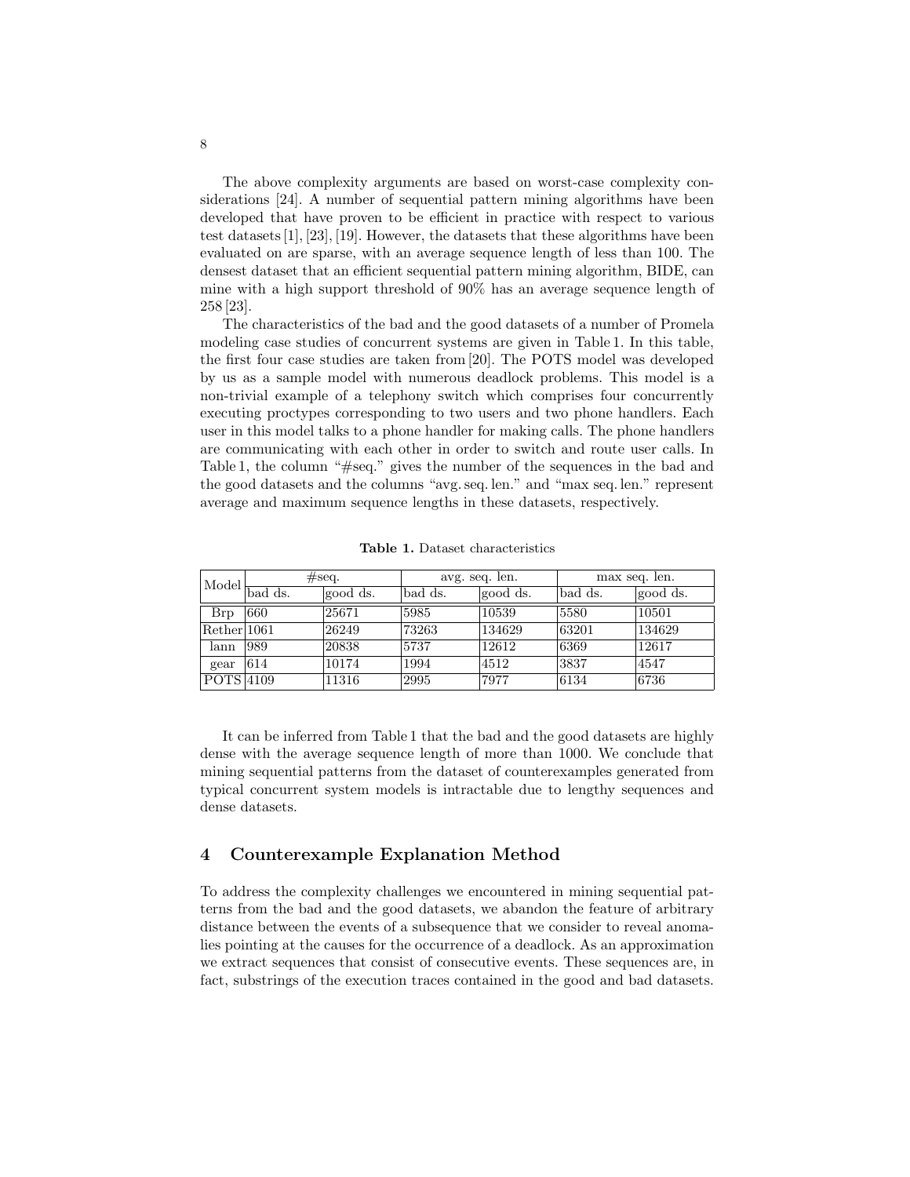The above complexity arguments are based on worst-case complexity considerations [24]. A number of sequential pattern mining algorithms have been developed that have proven to be efficient in practice with respect to various test datasets [1], [23], [19]. However, the datasets that these algorithms have been evaluated on are sparse, with an average sequence length of less than 100. The densest dataset that an efficient sequential pattern mining algorithm, BIDE, can mine with a high support threshold of 90% has an average sequence length of 258 [23].

The characteristics of the bad and the good datasets of a number of Promela modeling case studies of concurrent systems are given in Table 1. In this table, the first four case studies are taken from [20]. The POTS model was developed by us as a sample model with numerous deadlock problems. This model is a non-trivial example of a telephony switch which comprises four concurrently executing proctypes corresponding to two users and two phone handlers. Each user in this model talks to a phone handler for making calls. The phone handlers are communicating with each other in order to switch and route user calls. In Table 1, the column "#seq." gives the number of the sequences in the bad and the good datasets and the columns "avg. seq. len." and "max seq. len." represent average and maximum sequence lengths in these datasets, respectively.

**Table 1.** Dataset characteristics

| Model | #seq. | | avg. seq. len. | | max seq. len. | |
|---|---|---|---|---|---|---|
| | bad ds. | good ds. | bad ds. | good ds. | bad ds. | good ds. |
| Brp | 660 | 25671 | 5985 | 10539 | 5580 | 10501 |
| Rether | 1061 | 26249 | 73263 | 134629 | 63201 | 134629 |
| lann | 989 | 20838 | 5737 | 12612 | 6369 | 12617 |
| gear | 614 | 10174 | 1994 | 4512 | 3837 | 4547 |
| POTS | 4109 | 11316 | 2995 | 7977 | 6134 | 6736 |

It can be inferred from Table 1 that the bad and the good datasets are highly dense with the average sequence length of more than 1000. We conclude that mining sequential patterns from the dataset of counterexamples generated from typical concurrent system models is intractable due to lengthy sequences and dense datasets.

## 4 Counterexample Explanation Method

To address the complexity challenges we encountered in mining sequential patterns from the bad and the good datasets, we abandon the feature of arbitrary distance between the events of a subsequence that we consider to reveal anomalies pointing at the causes for the occurrence of a deadlock. As an approximation we extract sequences that consist of consecutive events. These sequences are, in fact, substrings of the execution traces contained in the good and bad datasets.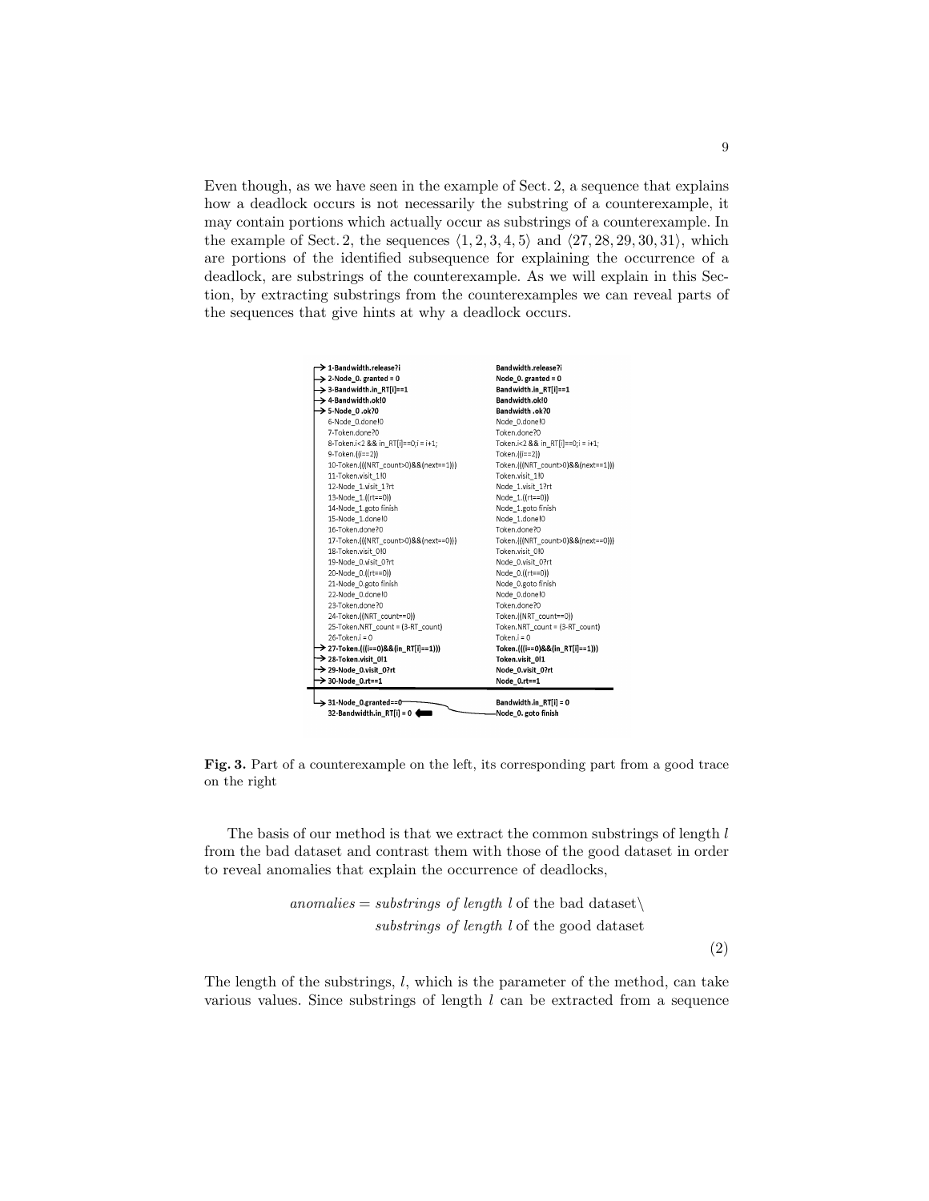Even though, as we have seen in the example of Sect. 2, a sequence that explains how a deadlock occurs is not necessarily the substring of a counterexample, it may contain portions which actually occur as substrings of a counterexample. In the example of Sect. 2, the sequences $\langle 1, 2, 3, 4, 5\rangle$ and $\langle 27, 28, 29, 30, 31\rangle$, which are portions of the identified subsequence for explaining the occurrence of a deadlock, are substrings of the counterexample. As we will explain in this Section, by extracting substrings from the counterexamples we can reveal parts of the sequences that give hints at why a deadlock occurs.

| Counterexample | Good trace |
| --- | --- |
| → **1-Bandwidth.release?i** | **Bandwidth.release?i** |
| → **2-Node_0. granted = 0** | **Node_0. granted = 0** |
| → **3-Bandwidth.in_RT[i]==1** | **Bandwidth.in_RT[i]==1** |
| → **4-Bandwidth.ok!0** | **Bandwidth.ok!0** |
| → **5-Node_0 .ok?0** | **Bandwidth .ok?0** |
| 6-Node_0.done!0 | Node_0.done!0 |
| 7-Token.done?0 | Token.done?0 |
| 8-Token.i<2 && in_RT[i]==0;i = i+1; | Token.i<2 && in_RT[i]==0;i = i+1; |
| 9-Token.((i==2)) | Token.((i==2)) |
| 10-Token.(((NRT_count>0)&&(next==1))) | Token.(((NRT_count>0)&&(next==1))) |
| 11-Token.visit_1!0 | Token.visit_1!0 |
| 12-Node_1.visit_1?rt | Node_1.visit_1?rt |
| 13-Node_1.((rt==0)) | Node_1.((rt==0)) |
| 14-Node_1.goto finish | Node_1.goto finish |
| 15-Node_1.done!0 | Node_1.done!0 |
| 16-Token.done?0 | Token.done?0 |
| 17-Token.(((NRT_count>0)&&(next==0))) | Token.(((NRT_count>0)&&(next==0))) |
| 18-Token.visit_0!0 | Token.visit_0!0 |
| 19-Node_0.visit_0?rt | Node_0.visit_0?rt |
| 20-Node_0.((rt==0)) | Node_0.((rt==0)) |
| 21-Node_0.goto finish | Node_0.goto finish |
| 22-Node_0.done!0 | Node_0.done!0 |
| 23-Token.done?0 | Token.done?0 |
| 24-Token.((NRT_count==0)) | Token.((NRT_count==0)) |
| 25-Token.NRT_count = (3-RT_count) | Token.NRT_count = (3-RT_count) |
| 26-Token.i = 0 | Token.i = 0 |
| → **27-Token.(((i==0)&&(in_RT[i]==1)))** | **Token.(((i==0)&&(in_RT[i]==1)))** |
| → **28-Token.visit_0!1** | **Token.visit_0!1** |
| → **29-Node_0.visit_0?rt** | **Node_0.visit_0?rt** |
| → **30-Node_0.rt==1** | **Node_0.rt==1** |
| → **31-Node_0.granted==0** | **Bandwidth.in_RT[i] = 0** |
| **32-Bandwidth.in_RT[i] = 0** ⬅ | **Node_0. goto finish** |

**Fig. 3.** Part of a counterexample on the left, its corresponding part from a good trace on the right

The basis of our method is that we extract the common substrings of length $l$ from the bad dataset and contrast them with those of the good dataset in order to reveal anomalies that explain the occurrence of deadlocks,

$$\begin{aligned} \textit{anomalies} = \textit{substrings of length } l \text{ of the bad dataset} \setminus \\ \textit{substrings of length } l \text{ of the good dataset} \end{aligned} \tag{2}$$

The length of the substrings, $l$, which is the parameter of the method, can take various values. Since substrings of length $l$ can be extracted from a sequence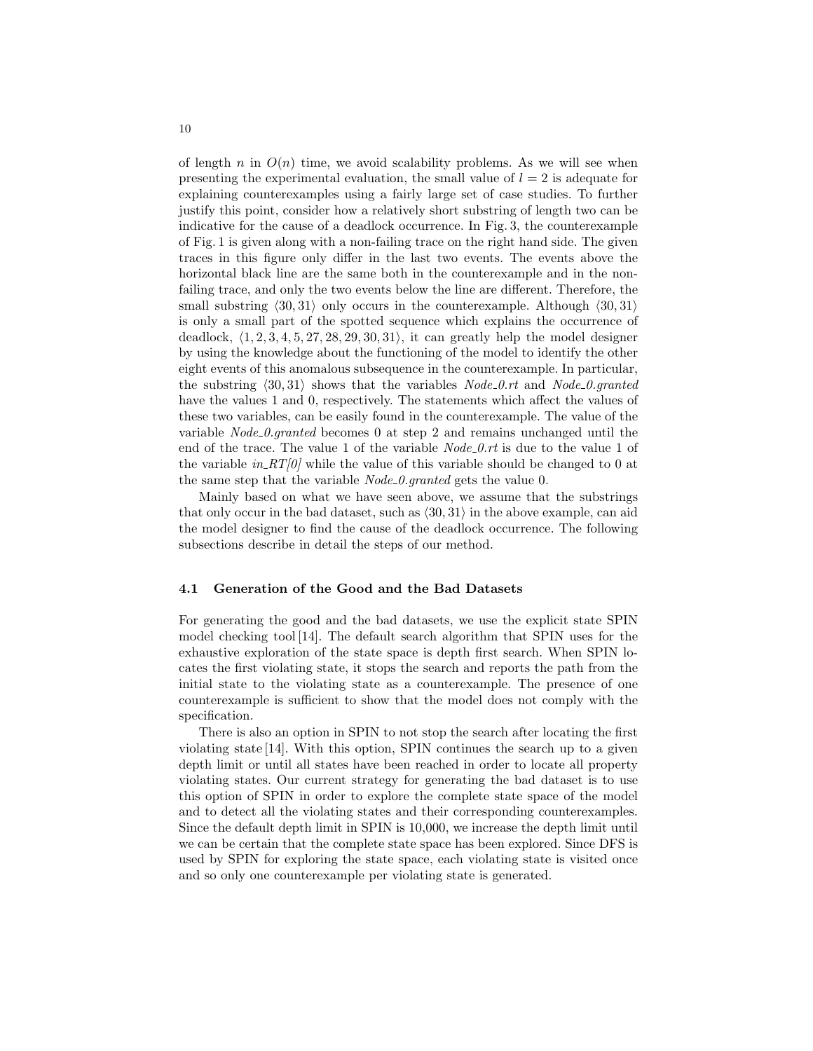of length $n$ in $O(n)$ time, we avoid scalability problems. As we will see when presenting the experimental evaluation, the small value of $l = 2$ is adequate for explaining counterexamples using a fairly large set of case studies. To further justify this point, consider how a relatively short substring of length two can be indicative for the cause of a deadlock occurrence. In Fig. 3, the counterexample of Fig. 1 is given along with a non-failing trace on the right hand side. The given traces in this figure only differ in the last two events. The events above the horizontal black line are the same both in the counterexample and in the non-failing trace, and only the two events below the line are different. Therefore, the small substring $\langle 30, 31 \rangle$ only occurs in the counterexample. Although $\langle 30, 31 \rangle$ is only a small part of the spotted sequence which explains the occurrence of deadlock, $\langle 1, 2, 3, 4, 5, 27, 28, 29, 30, 31 \rangle$, it can greatly help the model designer by using the knowledge about the functioning of the model to identify the other eight events of this anomalous subsequence in the counterexample. In particular, the substring $\langle 30, 31 \rangle$ shows that the variables *Node_0.rt* and *Node_0.granted* have the values 1 and 0, respectively. The statements which affect the values of these two variables, can be easily found in the counterexample. The value of the variable *Node_0.granted* becomes 0 at step 2 and remains unchanged until the end of the trace. The value 1 of the variable *Node_0.rt* is due to the value 1 of the variable *in_RT[0]* while the value of this variable should be changed to 0 at the same step that the variable *Node_0.granted* gets the value 0.

Mainly based on what we have seen above, we assume that the substrings that only occur in the bad dataset, such as $\langle 30, 31 \rangle$ in the above example, can aid the model designer to find the cause of the deadlock occurrence. The following subsections describe in detail the steps of our method.

### 4.1 Generation of the Good and the Bad Datasets

For generating the good and the bad datasets, we use the explicit state SPIN model checking tool [14]. The default search algorithm that SPIN uses for the exhaustive exploration of the state space is depth first search. When SPIN locates the first violating state, it stops the search and reports the path from the initial state to the violating state as a counterexample. The presence of one counterexample is sufficient to show that the model does not comply with the specification.

There is also an option in SPIN to not stop the search after locating the first violating state [14]. With this option, SPIN continues the search up to a given depth limit or until all states have been reached in order to locate all property violating states. Our current strategy for generating the bad dataset is to use this option of SPIN in order to explore the complete state space of the model and to detect all the violating states and their corresponding counterexamples. Since the default depth limit in SPIN is 10,000, we increase the depth limit until we can be certain that the complete state space has been explored. Since DFS is used by SPIN for exploring the state space, each violating state is visited once and so only one counterexample per violating state is generated.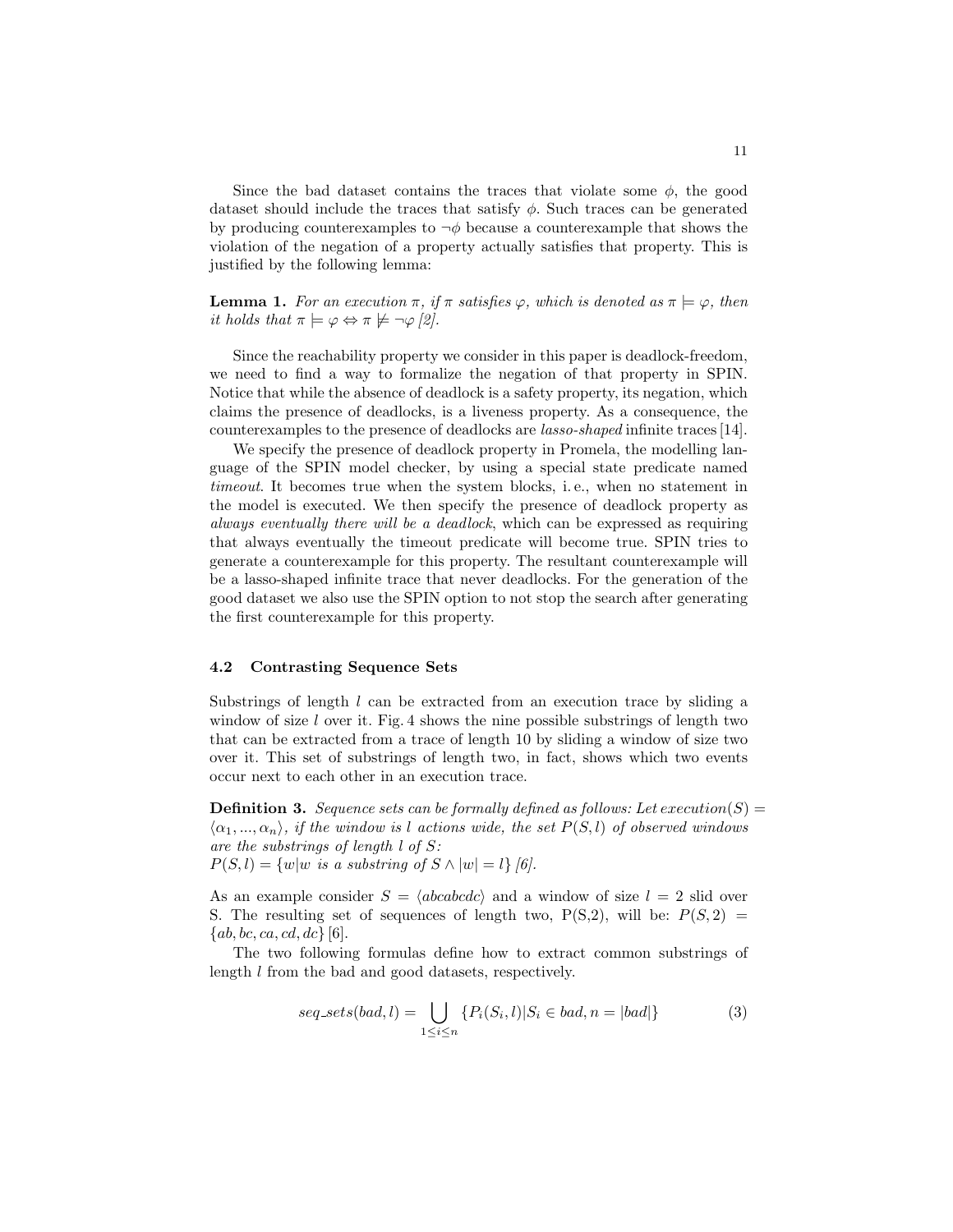Since the bad dataset contains the traces that violate some $\phi$, the good dataset should include the traces that satisfy $\phi$. Such traces can be generated by producing counterexamples to $\neg\phi$ because a counterexample that shows the violation of the negation of a property actually satisfies that property. This is justified by the following lemma:

**Lemma 1.** *For an execution $\pi$, if $\pi$ satisfies $\varphi$, which is denoted as $\pi \models \varphi$, then it holds that $\pi \models \varphi \Leftrightarrow \pi \not\models \neg\varphi$ [2].*

Since the reachability property we consider in this paper is deadlock-freedom, we need to find a way to formalize the negation of that property in SPIN. Notice that while the absence of deadlock is a safety property, its negation, which claims the presence of deadlocks, is a liveness property. As a consequence, the counterexamples to the presence of deadlocks are *lasso-shaped* infinite traces [14].

We specify the presence of deadlock property in Promela, the modelling language of the SPIN model checker, by using a special state predicate named *timeout*. It becomes true when the system blocks, i. e., when no statement in the model is executed. We then specify the presence of deadlock property as *always eventually there will be a deadlock*, which can be expressed as requiring that always eventually the timeout predicate will become true. SPIN tries to generate a counterexample for this property. The resultant counterexample will be a lasso-shaped infinite trace that never deadlocks. For the generation of the good dataset we also use the SPIN option to not stop the search after generating the first counterexample for this property.

### 4.2 Contrasting Sequence Sets

Substrings of length $l$ can be extracted from an execution trace by sliding a window of size $l$ over it. Fig. 4 shows the nine possible substrings of length two that can be extracted from a trace of length 10 by sliding a window of size two over it. This set of substrings of length two, in fact, shows which two events occur next to each other in an execution trace.

**Definition 3.** *Sequence sets can be formally defined as follows: Let $execution(S) = \langle \alpha_1, ..., \alpha_n \rangle$, if the window is $l$ actions wide, the set $P(S, l)$ of observed windows are the substrings of length $l$ of $S$:*
*$P(S, l) = \{w | w \text{ is a substring of } S \wedge |w| = l\}$ [6].*

As an example consider $S = \langle abcabcdc \rangle$ and a window of size $l = 2$ slid over S. The resulting set of sequences of length two, P(S,2), will be: $P(S, 2) = \{ab, bc, ca, cd, dc\}$ [6].

The two following formulas define how to extract common substrings of length $l$ from the bad and good datasets, respectively.

$$seq\_sets(bad, l) = \bigcup_{1 \leq i \leq n} \{P_i(S_i, l) | S_i \in bad, n = |bad|\} \tag{3}$$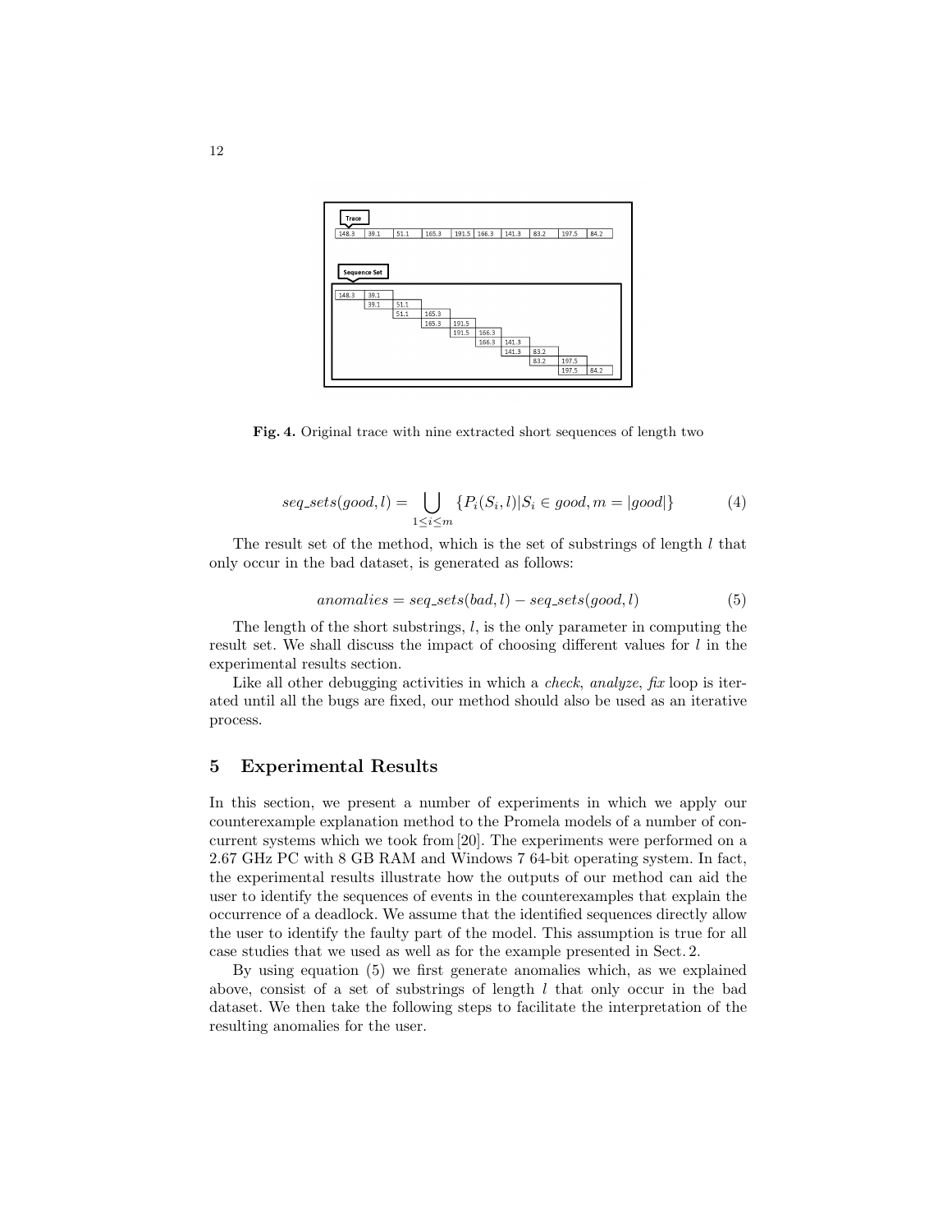**Fig. 4.** Original trace with nine extracted short sequences of length two

$$seq\_sets(good, l) = \bigcup_{1 \leq i \leq m} \{P_i(S_i, l) | S_i \in good, m = |good|\} \tag{4}$$

The result set of the method, which is the set of substrings of length $l$ that only occur in the bad dataset, is generated as follows:

$$anomalies = seq\_sets(bad, l) - seq\_sets(good, l) \tag{5}$$

The length of the short substrings, $l$, is the only parameter in computing the result set. We shall discuss the impact of choosing different values for $l$ in the experimental results section.

Like all other debugging activities in which a *check*, *analyze*, *fix* loop is iterated until all the bugs are fixed, our method should also be used as an iterative process.

## 5 Experimental Results

In this section, we present a number of experiments in which we apply our counterexample explanation method to the Promela models of a number of concurrent systems which we took from [20]. The experiments were performed on a 2.67 GHz PC with 8 GB RAM and Windows 7 64-bit operating system. In fact, the experimental results illustrate how the outputs of our method can aid the user to identify the sequences of events in the counterexamples that explain the occurrence of a deadlock. We assume that the identified sequences directly allow the user to identify the faulty part of the model. This assumption is true for all case studies that we used as well as for the example presented in Sect. 2.

By using equation (5) we first generate anomalies which, as we explained above, consist of a set of substrings of length $l$ that only occur in the bad dataset. We then take the following steps to facilitate the interpretation of the resulting anomalies for the user.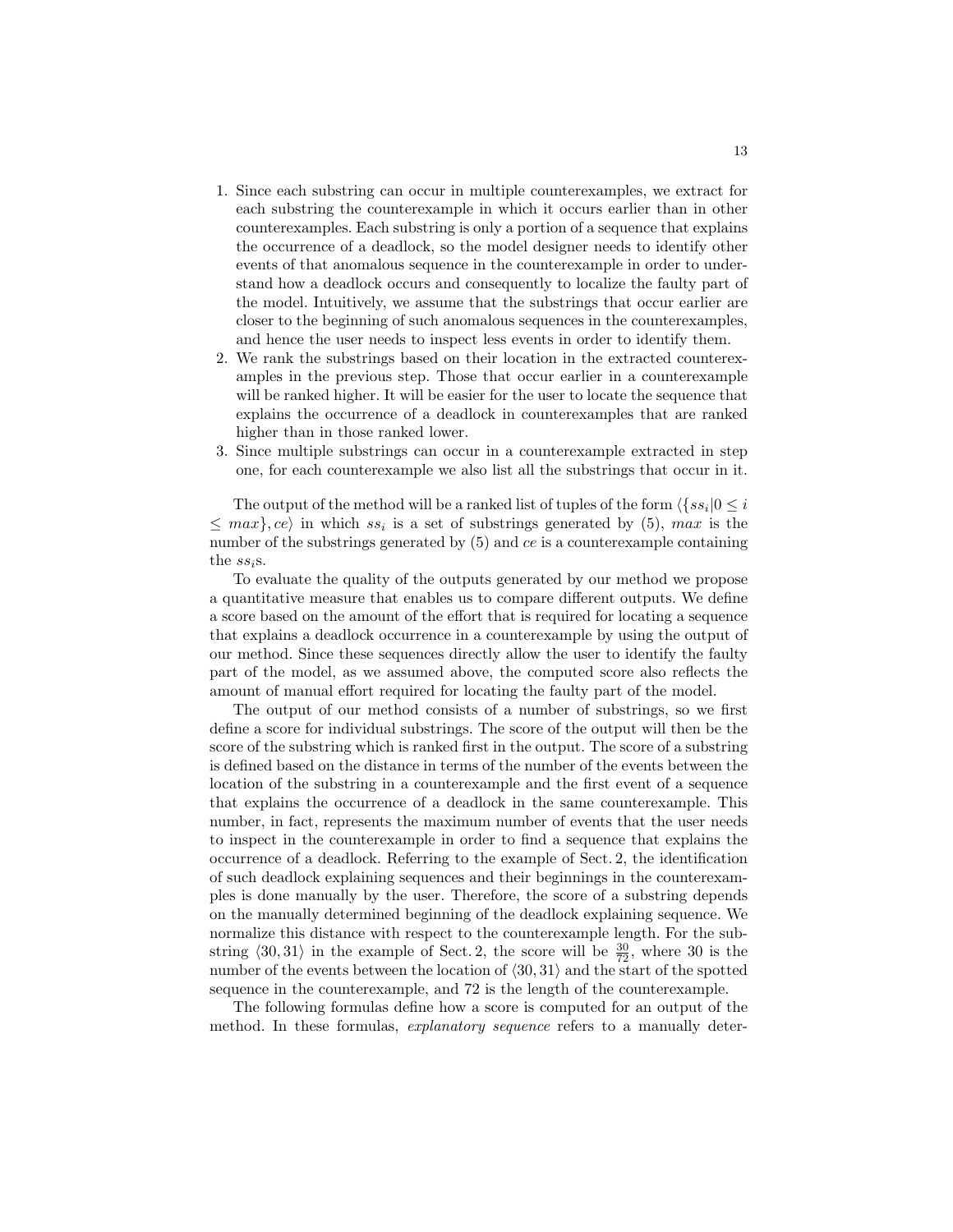1. Since each substring can occur in multiple counterexamples, we extract for each substring the counterexample in which it occurs earlier than in other counterexamples. Each substring is only a portion of a sequence that explains the occurrence of a deadlock, so the model designer needs to identify other events of that anomalous sequence in the counterexample in order to understand how a deadlock occurs and consequently to localize the faulty part of the model. Intuitively, we assume that the substrings that occur earlier are closer to the beginning of such anomalous sequences in the counterexamples, and hence the user needs to inspect less events in order to identify them.
2. We rank the substrings based on their location in the extracted counterexamples in the previous step. Those that occur earlier in a counterexample will be ranked higher. It will be easier for the user to locate the sequence that explains the occurrence of a deadlock in counterexamples that are ranked higher than in those ranked lower.
3. Since multiple substrings can occur in a counterexample extracted in step one, for each counterexample we also list all the substrings that occur in it.

The output of the method will be a ranked list of tuples of the form $\langle \{ss_i | 0 \leq i \leq max\}, ce\rangle$ in which $ss_i$ is a set of substrings generated by (5), $max$ is the number of the substrings generated by (5) and $ce$ is a counterexample containing the $ss_i$s.

To evaluate the quality of the outputs generated by our method we propose a quantitative measure that enables us to compare different outputs. We define a score based on the amount of the effort that is required for locating a sequence that explains a deadlock occurrence in a counterexample by using the output of our method. Since these sequences directly allow the user to identify the faulty part of the model, as we assumed above, the computed score also reflects the amount of manual effort required for locating the faulty part of the model.

The output of our method consists of a number of substrings, so we first define a score for individual substrings. The score of the output will then be the score of the substring which is ranked first in the output. The score of a substring is defined based on the distance in terms of the number of the events between the location of the substring in a counterexample and the first event of a sequence that explains the occurrence of a deadlock in the same counterexample. This number, in fact, represents the maximum number of events that the user needs to inspect in the counterexample in order to find a sequence that explains the occurrence of a deadlock. Referring to the example of Sect. 2, the identification of such deadlock explaining sequences and their beginnings in the counterexamples is done manually by the user. Therefore, the score of a substring depends on the manually determined beginning of the deadlock explaining sequence. We normalize this distance with respect to the counterexample length. For the substring $\langle 30, 31\rangle$ in the example of Sect. 2, the score will be $\frac{30}{72}$, where 30 is the number of the events between the location of $\langle 30, 31\rangle$ and the start of the spotted sequence in the counterexample, and 72 is the length of the counterexample.

The following formulas define how a score is computed for an output of the method. In these formulas, *explanatory sequence* refers to a manually deter-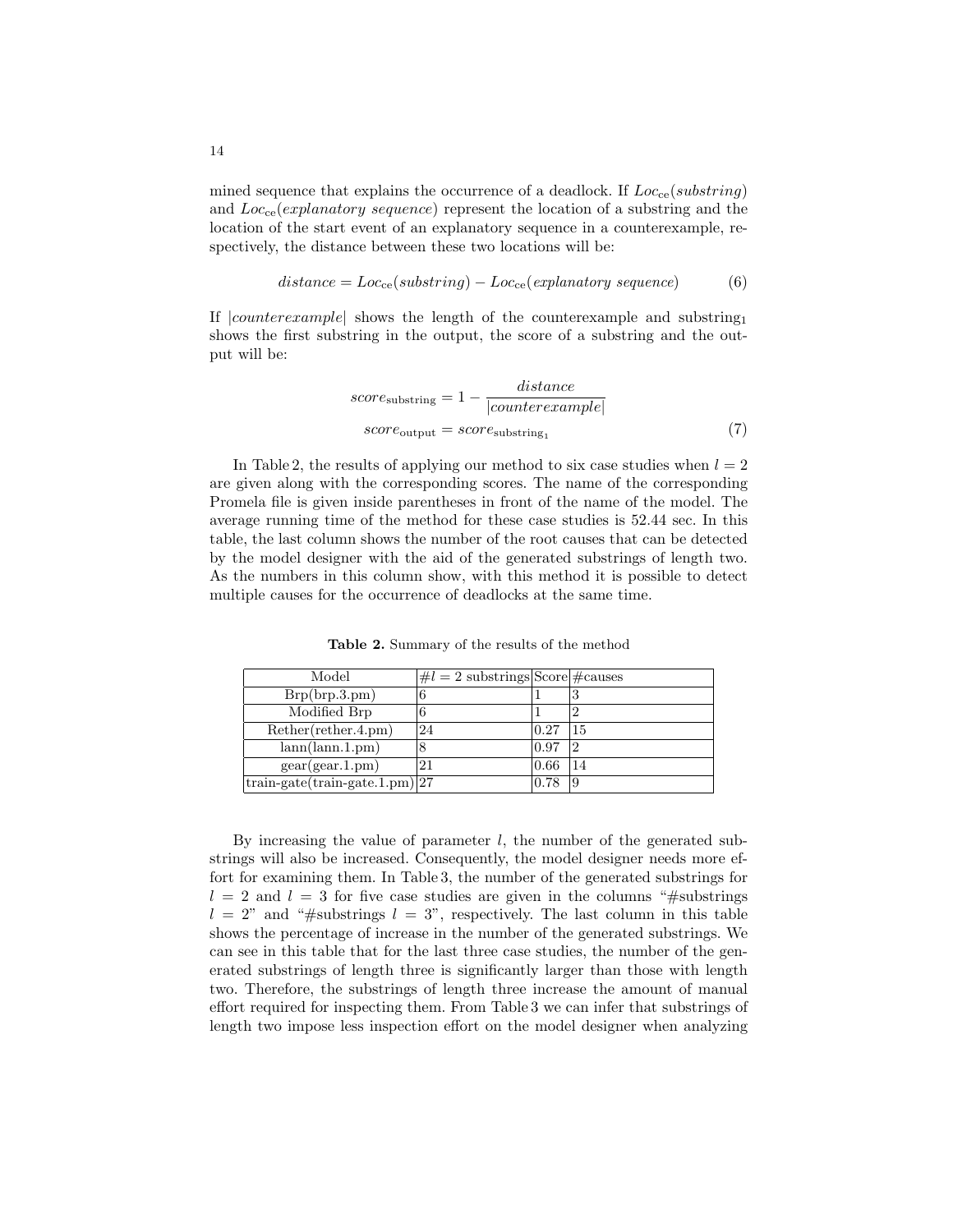mined sequence that explains the occurrence of a deadlock. If $Loc_{\text{ce}}(substring)$ and $Loc_{\text{ce}}(explanatory\ sequence)$ represent the location of a substring and the location of the start event of an explanatory sequence in a counterexample, respectively, the distance between these two locations will be:

$$distance = Loc_{\text{ce}}(substring) - Loc_{\text{ce}}(explanatory\ sequence) \tag{6}$$

If $|counterexample|$ shows the length of the counterexample and $\text{substring}_1$ shows the first substring in the output, the score of a substring and the output will be:

$$\begin{aligned} score_{\text{substring}} &= 1 - \frac{distance}{|counterexample|} \\ score_{\text{output}} &= score_{\text{substring}_1} \end{aligned} \tag{7}$$

In Table 2, the results of applying our method to six case studies when $l = 2$ are given along with the corresponding scores. The name of the corresponding Promela file is given inside parentheses in front of the name of the model. The average running time of the method for these case studies is 52.44 sec. In this table, the last column shows the number of the root causes that can be detected by the model designer with the aid of the generated substrings of length two. As the numbers in this column show, with this method it is possible to detect multiple causes for the occurrence of deadlocks at the same time.

**Table 2.** Summary of the results of the method

| Model | $\#l = 2$ substrings | Score | #causes |
|---|---|---|---|
| Brp(brp.3.pm) | 6 | 1 | 3 |
| Modified Brp | 6 | 1 | 2 |
| Rether(rether.4.pm) | 24 | 0.27 | 15 |
| lann(lann.1.pm) | 8 | 0.97 | 2 |
| gear(gear.1.pm) | 21 | 0.66 | 14 |
| train-gate(train-gate.1.pm) | 27 | 0.78 | 9 |

By increasing the value of parameter $l$, the number of the generated substrings will also be increased. Consequently, the model designer needs more effort for examining them. In Table 3, the number of the generated substrings for $l = 2$ and $l = 3$ for five case studies are given in the columns "#substrings $l = 2$" and "#substrings $l = 3$", respectively. The last column in this table shows the percentage of increase in the number of the generated substrings. We can see in this table that for the last three case studies, the number of the generated substrings of length three is significantly larger than those with length two. Therefore, the substrings of length three increase the amount of manual effort required for inspecting them. From Table 3 we can infer that substrings of length two impose less inspection effort on the model designer when analyzing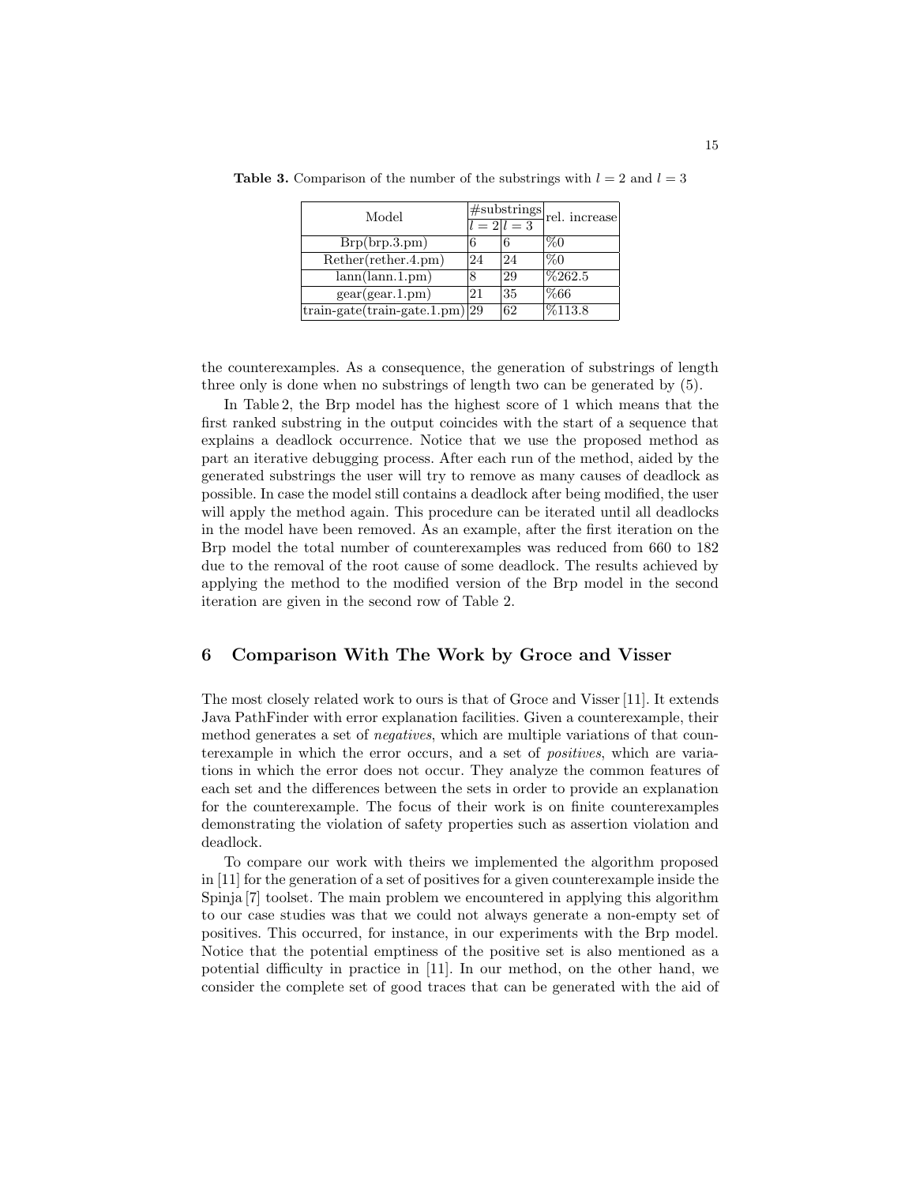**Table 3.** Comparison of the number of the substrings with $l = 2$ and $l = 3$

| Model | #substrings | | rel. increase |
|---|---|---|---|
| | $l = 2$ | $l = 3$ | |
| Brp(brp.3.pm) | 6 | 6 | %0 |
| Rether(rether.4.pm) | 24 | 24 | %0 |
| lann(lann.1.pm) | 8 | 29 | %262.5 |
| gear(gear.1.pm) | 21 | 35 | %66 |
| train-gate(train-gate.1.pm) | 29 | 62 | %113.8 |

the counterexamples. As a consequence, the generation of substrings of length three only is done when no substrings of length two can be generated by (5).

In Table 2, the Brp model has the highest score of 1 which means that the first ranked substring in the output coincides with the start of a sequence that explains a deadlock occurrence. Notice that we use the proposed method as part an iterative debugging process. After each run of the method, aided by the generated substrings the user will try to remove as many causes of deadlock as possible. In case the model still contains a deadlock after being modified, the user will apply the method again. This procedure can be iterated until all deadlocks in the model have been removed. As an example, after the first iteration on the Brp model the total number of counterexamples was reduced from 660 to 182 due to the removal of the root cause of some deadlock. The results achieved by applying the method to the modified version of the Brp model in the second iteration are given in the second row of Table 2.

## 6 Comparison With The Work by Groce and Visser

The most closely related work to ours is that of Groce and Visser [11]. It extends Java PathFinder with error explanation facilities. Given a counterexample, their method generates a set of *negatives*, which are multiple variations of that counterexample in which the error occurs, and a set of *positives*, which are variations in which the error does not occur. They analyze the common features of each set and the differences between the sets in order to provide an explanation for the counterexample. The focus of their work is on finite counterexamples demonstrating the violation of safety properties such as assertion violation and deadlock.

To compare our work with theirs we implemented the algorithm proposed in [11] for the generation of a set of positives for a given counterexample inside the Spinja [7] toolset. The main problem we encountered in applying this algorithm to our case studies was that we could not always generate a non-empty set of positives. This occurred, for instance, in our experiments with the Brp model. Notice that the potential emptiness of the positive set is also mentioned as a potential difficulty in practice in [11]. In our method, on the other hand, we consider the complete set of good traces that can be generated with the aid of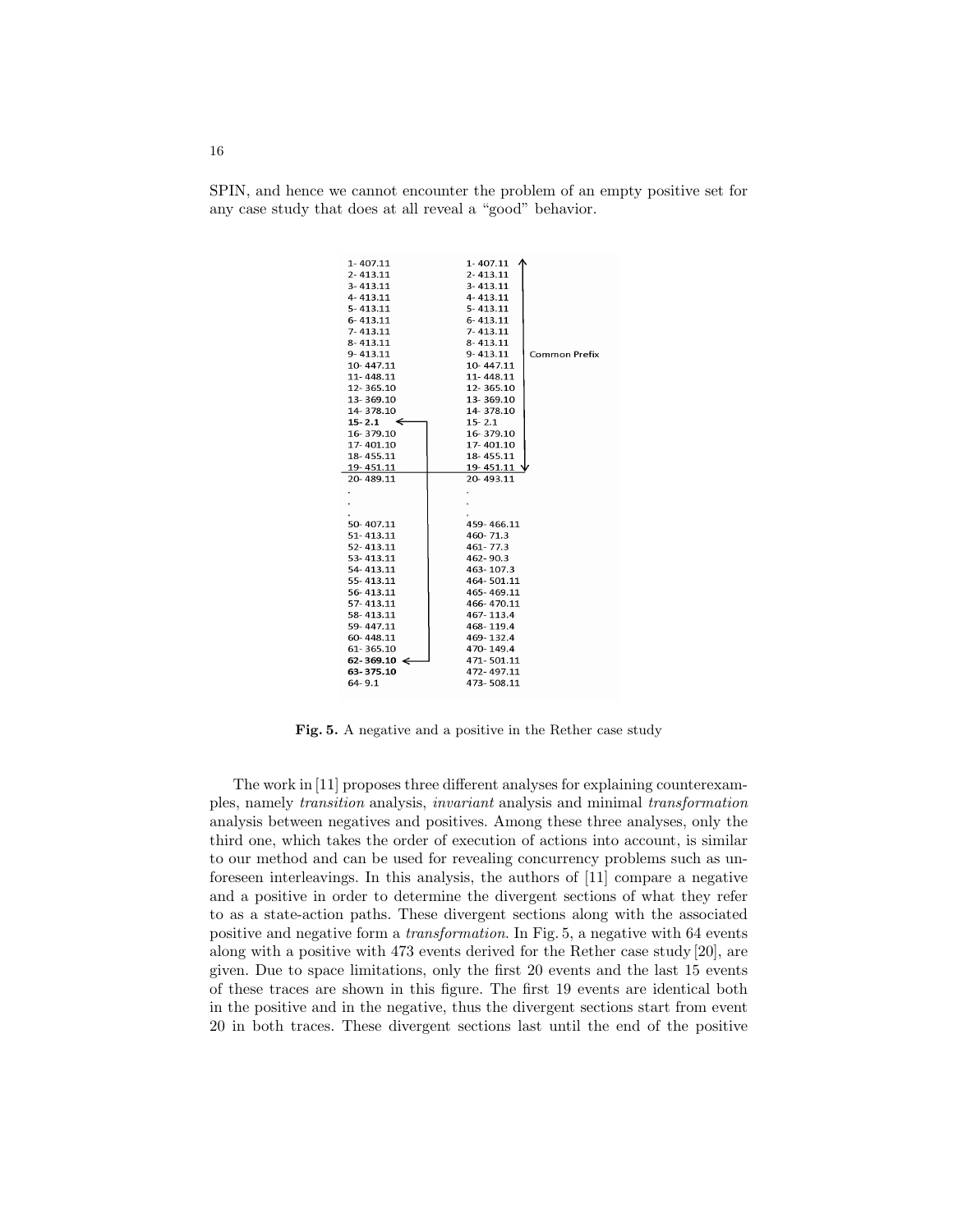SPIN, and hence we cannot encounter the problem of an empty positive set for any case study that does at all reveal a "good" behavior.

| Negative | Positive | |
|---|---|---|
| 1- 407.11 | 1- 407.11 | |
| 2- 413.11 | 2- 413.11 | |
| 3- 413.11 | 3- 413.11 | |
| 4- 413.11 | 4- 413.11 | |
| 5- 413.11 | 5- 413.11 | |
| 6- 413.11 | 6- 413.11 | |
| 7- 413.11 | 7- 413.11 | |
| 8- 413.11 | 8- 413.11 | |
| 9- 413.11 | 9- 413.11 | Common Prefix |
| 10- 447.11 | 10- 447.11 | |
| 11- 448.11 | 11- 448.11 | |
| 12- 365.10 | 12- 365.10 | |
| 13- 369.10 | 13- 369.10 | |
| 14- 378.10 | 14- 378.10 | |
| **15- 2.1** | 15- 2.1 | |
| 16- 379.10 | 16- 379.10 | |
| 17- 401.10 | 17- 401.10 | |
| 18- 455.11 | 18- 455.11 | |
| 19- 451.11 | 19- 451.11 | |
| 20- 489.11 | 20- 493.11 | |
| . | . | |
| . | . | |
| . | . | |
| 50- 407.11 | 459- 466.11 | |
| 51- 413.11 | 460- 71.3 | |
| 52- 413.11 | 461- 77.3 | |
| 53- 413.11 | 462- 90.3 | |
| 54- 413.11 | 463- 107.3 | |
| 55- 413.11 | 464- 501.11 | |
| 56- 413.11 | 465- 469.11 | |
| 57- 413.11 | 466- 470.11 | |
| 58- 413.11 | 467- 113.4 | |
| 59- 447.11 | 468- 119.4 | |
| 60- 448.11 | 469- 132.4 | |
| 61- 365.10 | 470- 149.4 | |
| **62- 369.10** | 471- 501.11 | |
| **63- 375.10** | 472- 497.11 | |
| 64- 9.1 | 473- 508.11 | |

**Fig. 5.** A negative and a positive in the Rether case study

The work in [11] proposes three different analyses for explaining counterexamples, namely *transition* analysis, *invariant* analysis and minimal *transformation* analysis between negatives and positives. Among these three analyses, only the third one, which takes the order of execution of actions into account, is similar to our method and can be used for revealing concurrency problems such as unforeseen interleavings. In this analysis, the authors of [11] compare a negative and a positive in order to determine the divergent sections of what they refer to as a state-action paths. These divergent sections along with the associated positive and negative form a *transformation*. In Fig. 5, a negative with 64 events along with a positive with 473 events derived for the Rether case study [20], are given. Due to space limitations, only the first 20 events and the last 15 events of these traces are shown in this figure. The first 19 events are identical both in the positive and in the negative, thus the divergent sections start from event 20 in both traces. These divergent sections last until the end of the positive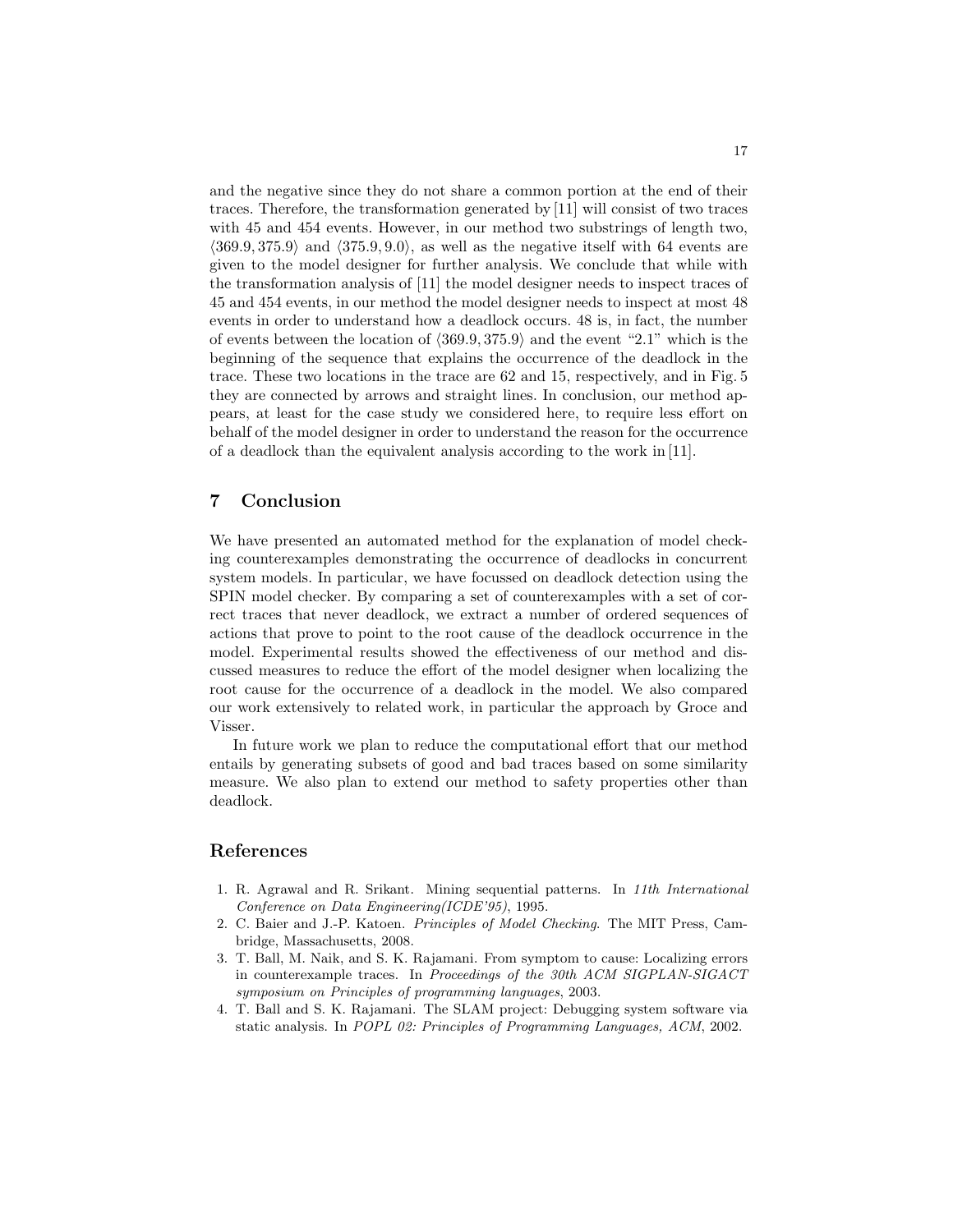and the negative since they do not share a common portion at the end of their traces. Therefore, the transformation generated by [11] will consist of two traces with 45 and 454 events. However, in our method two substrings of length two, $\langle 369.9, 375.9\rangle$ and $\langle 375.9, 9.0\rangle$, as well as the negative itself with 64 events are given to the model designer for further analysis. We conclude that while with the transformation analysis of [11] the model designer needs to inspect traces of 45 and 454 events, in our method the model designer needs to inspect at most 48 events in order to understand how a deadlock occurs. 48 is, in fact, the number of events between the location of $\langle 369.9, 375.9\rangle$ and the event "2.1" which is the beginning of the sequence that explains the occurrence of the deadlock in the trace. These two locations in the trace are 62 and 15, respectively, and in Fig. 5 they are connected by arrows and straight lines. In conclusion, our method appears, at least for the case study we considered here, to require less effort on behalf of the model designer in order to understand the reason for the occurrence of a deadlock than the equivalent analysis according to the work in [11].

## 7 Conclusion

We have presented an automated method for the explanation of model checking counterexamples demonstrating the occurrence of deadlocks in concurrent system models. In particular, we have focussed on deadlock detection using the SPIN model checker. By comparing a set of counterexamples with a set of correct traces that never deadlock, we extract a number of ordered sequences of actions that prove to point to the root cause of the deadlock occurrence in the model. Experimental results showed the effectiveness of our method and discussed measures to reduce the effort of the model designer when localizing the root cause for the occurrence of a deadlock in the model. We also compared our work extensively to related work, in particular the approach by Groce and Visser.

In future work we plan to reduce the computational effort that our method entails by generating subsets of good and bad traces based on some similarity measure. We also plan to extend our method to safety properties other than deadlock.

## References

1. R. Agrawal and R. Srikant. Mining sequential patterns. In *11th International Conference on Data Engineering(ICDE'95)*, 1995.
2. C. Baier and J.-P. Katoen. *Principles of Model Checking*. The MIT Press, Cambridge, Massachusetts, 2008.
3. T. Ball, M. Naik, and S. K. Rajamani. From symptom to cause: Localizing errors in counterexample traces. In *Proceedings of the 30th ACM SIGPLAN-SIGACT symposium on Principles of programming languages*, 2003.
4. T. Ball and S. K. Rajamani. The SLAM project: Debugging system software via static analysis. In *POPL 02: Principles of Programming Languages, ACM*, 2002.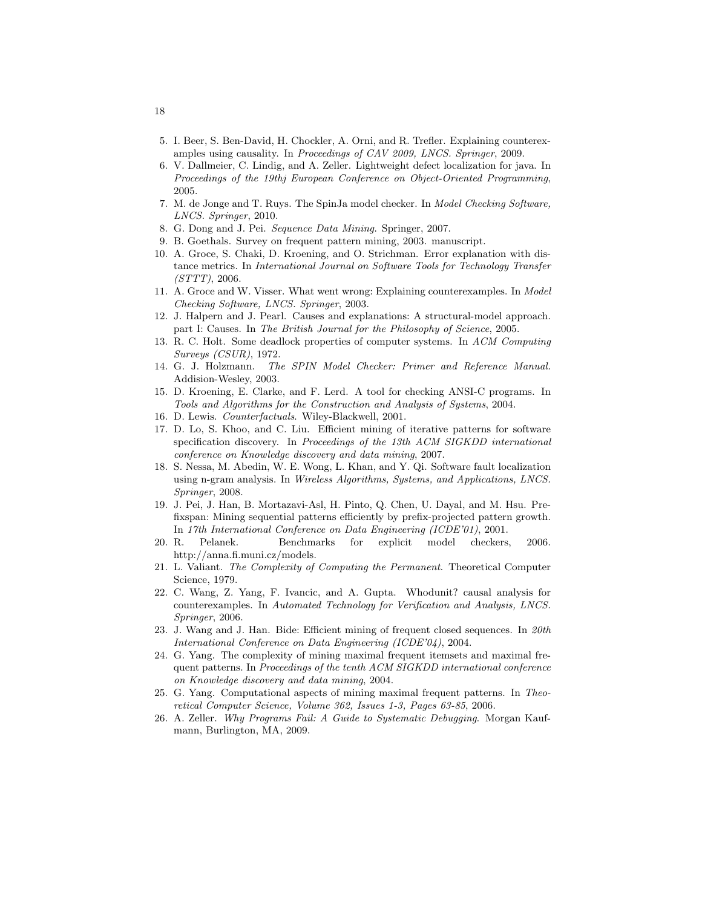5. I. Beer, S. Ben-David, H. Chockler, A. Orni, and R. Trefler. Explaining counterexamples using causality. In *Proceedings of CAV 2009, LNCS. Springer*, 2009.
6. V. Dallmeier, C. Lindig, and A. Zeller. Lightweight defect localization for java. In *Proceedings of the 19thj European Conference on Object-Oriented Programming*, 2005.
7. M. de Jonge and T. Ruys. The SpinJa model checker. In *Model Checking Software, LNCS. Springer*, 2010.
8. G. Dong and J. Pei. *Sequence Data Mining*. Springer, 2007.
9. B. Goethals. Survey on frequent pattern mining, 2003. manuscript.
10. A. Groce, S. Chaki, D. Kroening, and O. Strichman. Error explanation with distance metrics. In *International Journal on Software Tools for Technology Transfer (STTT)*, 2006.
11. A. Groce and W. Visser. What went wrong: Explaining counterexamples. In *Model Checking Software, LNCS. Springer*, 2003.
12. J. Halpern and J. Pearl. Causes and explanations: A structural-model approach. part I: Causes. In *The British Journal for the Philosophy of Science*, 2005.
13. R. C. Holt. Some deadlock properties of computer systems. In *ACM Computing Surveys (CSUR)*, 1972.
14. G. J. Holzmann. *The SPIN Model Checker: Primer and Reference Manual.* Addision-Wesley, 2003.
15. D. Kroening, E. Clarke, and F. Lerd. A tool for checking ANSI-C programs. In *Tools and Algorithms for the Construction and Analysis of Systems*, 2004.
16. D. Lewis. *Counterfactuals*. Wiley-Blackwell, 2001.
17. D. Lo, S. Khoo, and C. Liu. Efficient mining of iterative patterns for software specification discovery. In *Proceedings of the 13th ACM SIGKDD international conference on Knowledge discovery and data mining*, 2007.
18. S. Nessa, M. Abedin, W. E. Wong, L. Khan, and Y. Qi. Software fault localization using n-gram analysis. In *Wireless Algorithms, Systems, and Applications, LNCS. Springer*, 2008.
19. J. Pei, J. Han, B. Mortazavi-Asl, H. Pinto, Q. Chen, U. Dayal, and M. Hsu. Prefixspan: Mining sequential patterns efficiently by prefix-projected pattern growth. In *17th International Conference on Data Engineering (ICDE'01)*, 2001.
20. R. Pelanek. Benchmarks for explicit model checkers, 2006. http://anna.fi.muni.cz/models.
21. L. Valiant. *The Complexity of Computing the Permanent*. Theoretical Computer Science, 1979.
22. C. Wang, Z. Yang, F. Ivancic, and A. Gupta. Whodunit? causal analysis for counterexamples. In *Automated Technology for Verification and Analysis, LNCS. Springer*, 2006.
23. J. Wang and J. Han. Bide: Efficient mining of frequent closed sequences. In *20th International Conference on Data Engineering (ICDE'04)*, 2004.
24. G. Yang. The complexity of mining maximal frequent itemsets and maximal frequent patterns. In *Proceedings of the tenth ACM SIGKDD international conference on Knowledge discovery and data mining*, 2004.
25. G. Yang. Computational aspects of mining maximal frequent patterns. In *Theoretical Computer Science, Volume 362, Issues 1-3, Pages 63-85*, 2006.
26. A. Zeller. *Why Programs Fail: A Guide to Systematic Debugging*. Morgan Kaufmann, Burlington, MA, 2009.